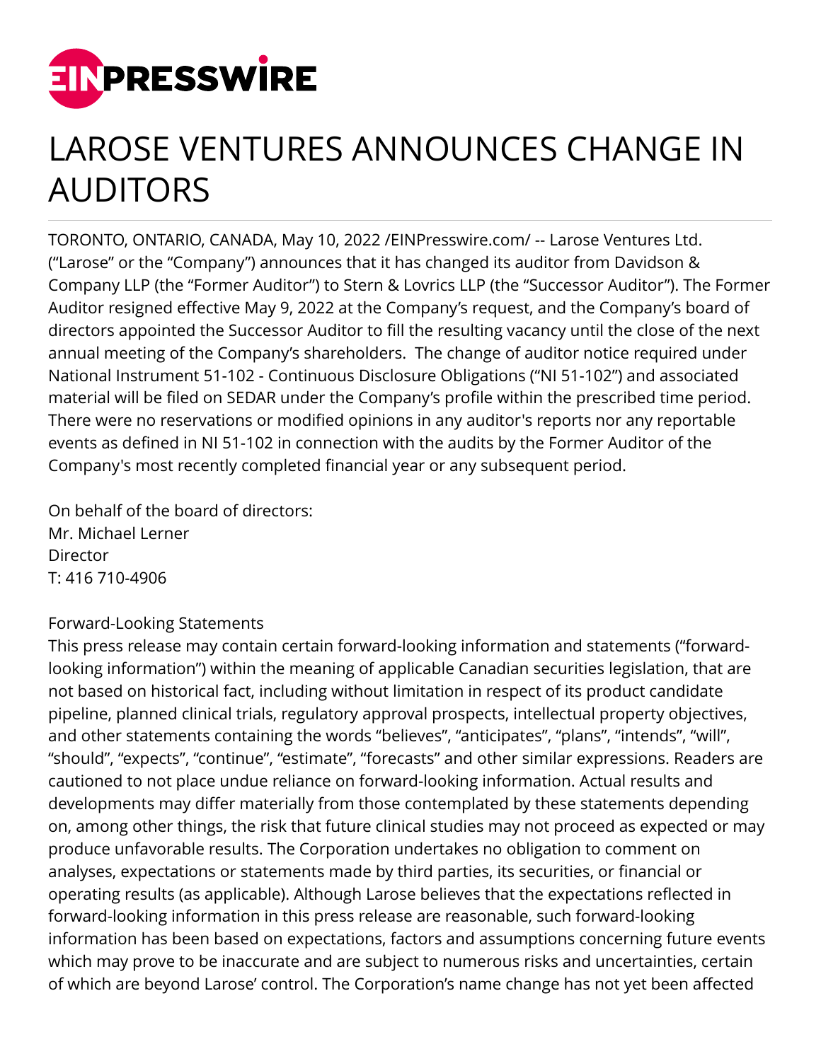# LAROSE VENTURES ANNOUNCES CHANGE IN AUDITORS

TORONTO, ONTARIO, CANADA, May 10, 2022 /EINPresswire.com/ -- Larose Ventures Ltd. ("Larose" or the "Company") announces that it has changed its auditor from Davidson & Company LLP (the "Former Auditor") to Stern & Lovrics LLP (the "Successor Auditor"). The Former Auditor resigned effective May 9, 2022 at the Company's request, and the Company's board of directors appointed the Successor Auditor to fill the resulting vacancy until the close of the next annual meeting of the Company's shareholders. The change of auditor notice required under National Instrument 51-102 - Continuous Disclosure Obligations ("NI 51-102") and associated material will be filed on SEDAR under the Company's profile within the prescribed time period. There were no reservations or modified opinions in any auditor's reports nor any reportable events as defined in NI 51-102 in connection with the audits by the Former Auditor of the Company's most recently completed financial year or any subsequent period.

On behalf of the board of directors:
Mr. Michael Lerner
Director
T: 416 710-4906

Forward-Looking Statements
This press release may contain certain forward-looking information and statements ("forward-looking information") within the meaning of applicable Canadian securities legislation, that are not based on historical fact, including without limitation in respect of its product candidate pipeline, planned clinical trials, regulatory approval prospects, intellectual property objectives, and other statements containing the words "believes", "anticipates", "plans", "intends", "will", "should", "expects", "continue", "estimate", "forecasts" and other similar expressions. Readers are cautioned to not place undue reliance on forward-looking information. Actual results and developments may differ materially from those contemplated by these statements depending on, among other things, the risk that future clinical studies may not proceed as expected or may produce unfavorable results. The Corporation undertakes no obligation to comment on analyses, expectations or statements made by third parties, its securities, or financial or operating results (as applicable). Although Larose believes that the expectations reflected in forward-looking information in this press release are reasonable, such forward-looking information has been based on expectations, factors and assumptions concerning future events which may prove to be inaccurate and are subject to numerous risks and uncertainties, certain of which are beyond Larose' control. The Corporation's name change has not yet been affected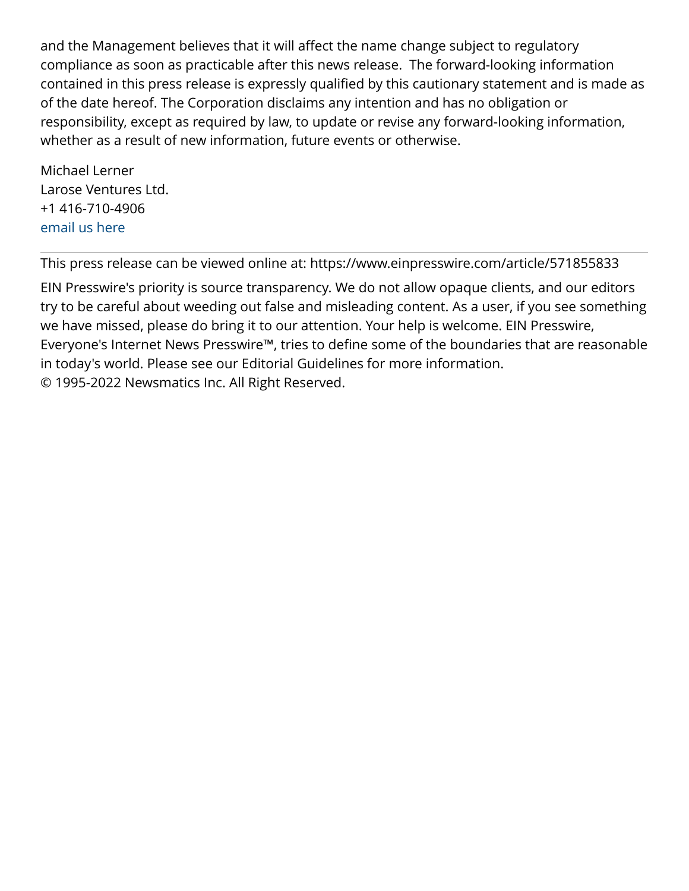and the Management believes that it will affect the name change subject to regulatory compliance as soon as practicable after this news release.  The forward-looking information contained in this press release is expressly qualified by this cautionary statement and is made as of the date hereof. The Corporation disclaims any intention and has no obligation or responsibility, except as required by law, to update or revise any forward-looking information, whether as a result of new information, future events or otherwise.

Michael Lerner
Larose Ventures Ltd.
+1 416-710-4906
email us here

---

This press release can be viewed online at: https://www.einpresswire.com/article/571855833

EIN Presswire's priority is source transparency. We do not allow opaque clients, and our editors try to be careful about weeding out false and misleading content. As a user, if you see something we have missed, please do bring it to our attention. Your help is welcome. EIN Presswire, Everyone's Internet News Presswire™, tries to define some of the boundaries that are reasonable in today's world. Please see our Editorial Guidelines for more information.
© 1995-2022 Newsmatics Inc. All Right Reserved.